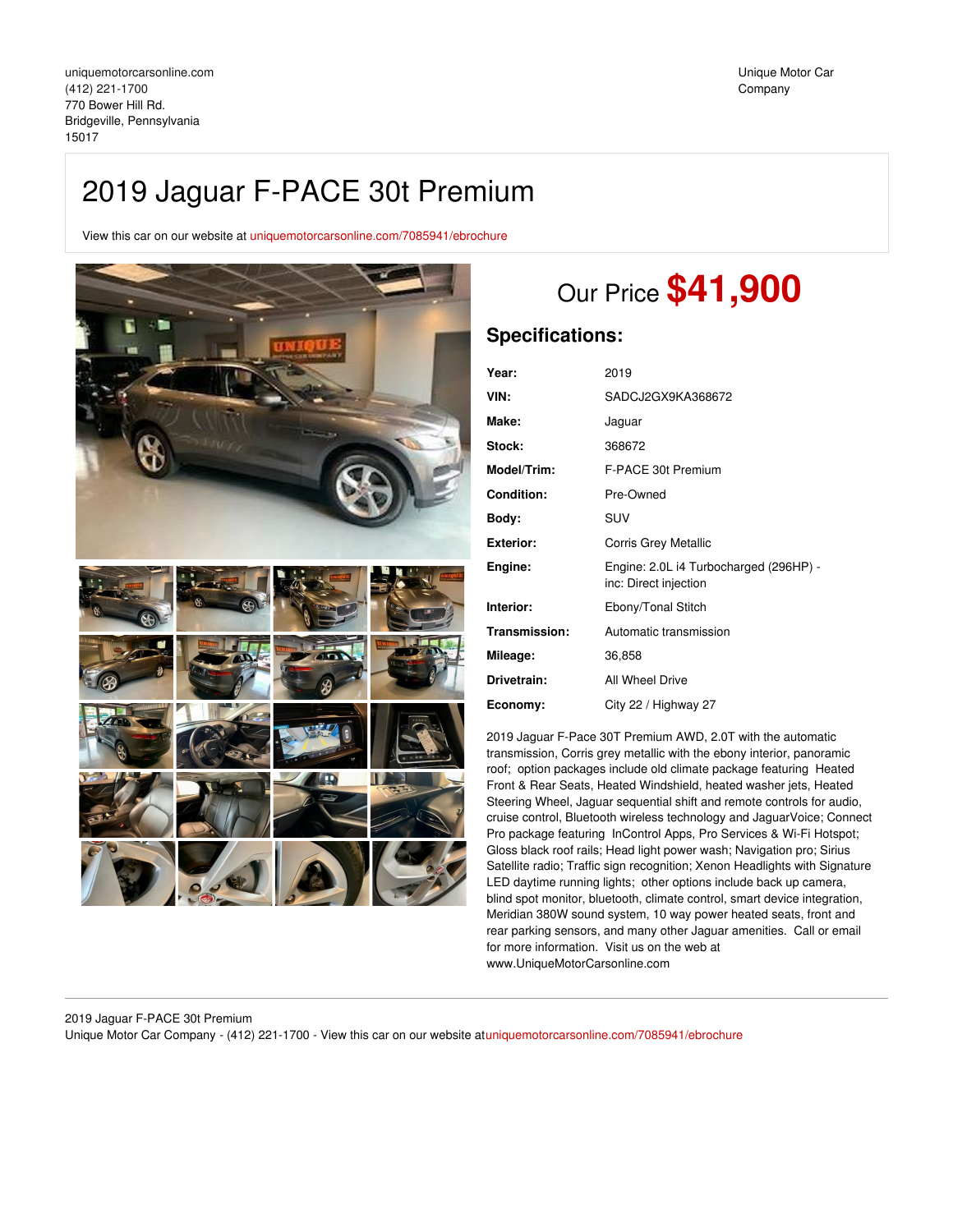uniquemotorcarsonline.com
(412) 221-1700
770 Bower Hill Rd.
Bridgeville, Pennsylvania
15017

Unique Motor Car Company

# 2019 Jaguar F-PACE 30t Premium

View this car on our website at uniquemotorcarsonline.com/7085941/ebrochure

## Our Price **$41,900**

## Specifications:

| | |
|---|---|
| **Year:** | 2019 |
| **VIN:** | SADCJ2GX9KA368672 |
| **Make:** | Jaguar |
| **Stock:** | 368672 |
| **Model/Trim:** | F-PACE 30t Premium |
| **Condition:** | Pre-Owned |
| **Body:** | SUV |
| **Exterior:** | Corris Grey Metallic |
| **Engine:** | Engine: 2.0L i4 Turbocharged (296HP) - inc: Direct injection |
| **Interior:** | Ebony/Tonal Stitch |
| **Transmission:** | Automatic transmission |
| **Mileage:** | 36,858 |
| **Drivetrain:** | All Wheel Drive |
| **Economy:** | City 22 / Highway 27 |

2019 Jaguar F-Pace 30T Premium AWD, 2.0T with the automatic transmission, Corris grey metallic with the ebony interior, panoramic roof; option packages include old climate package featuring Heated Front & Rear Seats, Heated Windshield, heated washer jets, Heated Steering Wheel, Jaguar sequential shift and remote controls for audio, cruise control, Bluetooth wireless technology and JaguarVoice; Connect Pro package featuring InControl Apps, Pro Services & Wi-Fi Hotspot; Gloss black roof rails; Head light power wash; Navigation pro; Sirius Satellite radio; Traffic sign recognition; Xenon Headlights with Signature LED daytime running lights; other options include back up camera, blind spot monitor, bluetooth, climate control, smart device integration, Meridian 380W sound system, 10 way power heated seats, front and rear parking sensors, and many other Jaguar amenities. Call or email for more information. Visit us on the web at www.UniqueMotorCarsonline.com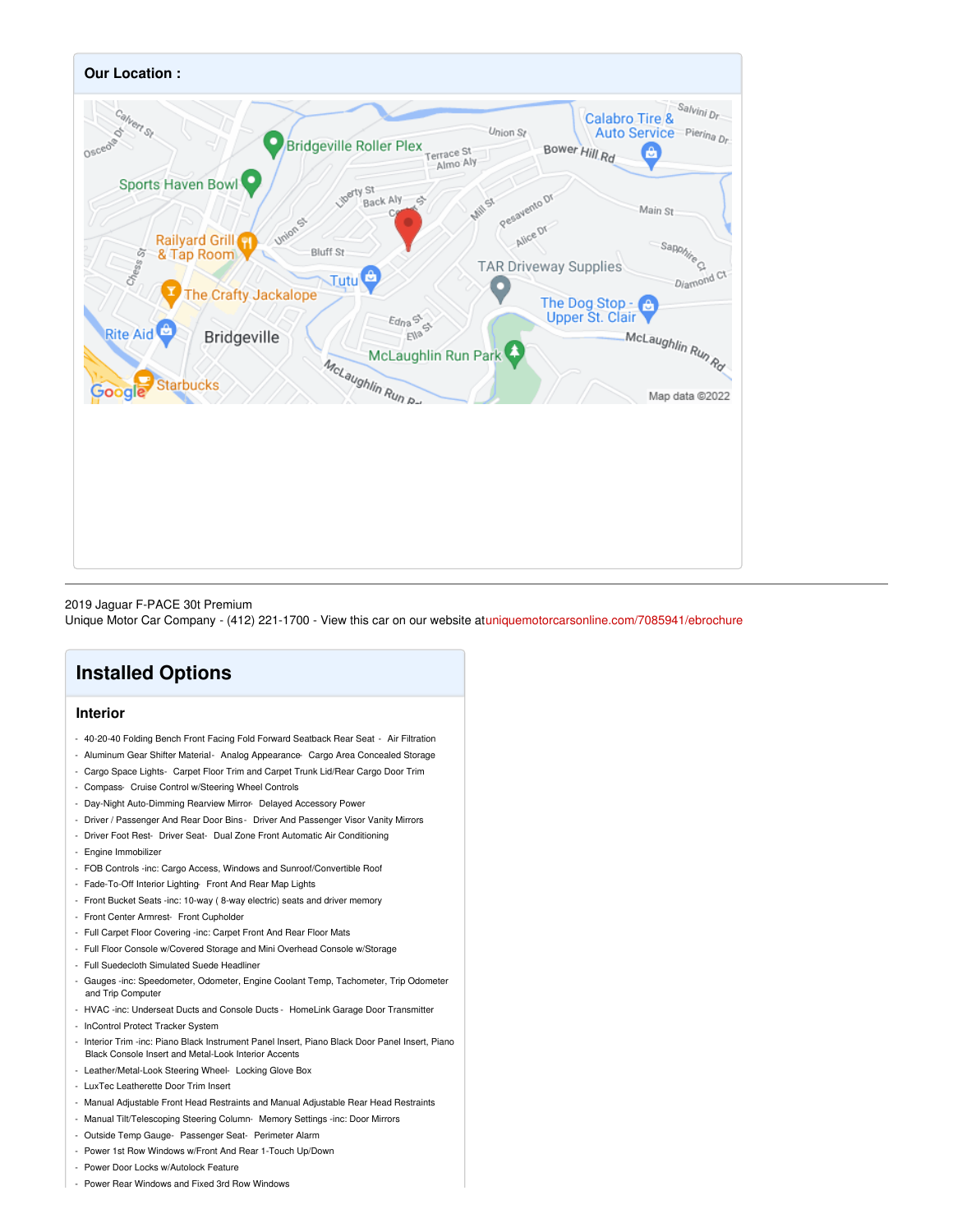## Our Location :

2019 Jaguar F-PACE 30t Premium
Unique Motor Car Company - (412) 221-1700 - View this car on our website atuniquemotorcarsonline.com/7085941/ebrochure

# Installed Options

## Interior

- 40-20-40 Folding Bench Front Facing Fold Forward Seatback Rear Seat - Air Filtration
- Aluminum Gear Shifter Material- Analog Appearance- Cargo Area Concealed Storage
- Cargo Space Lights- Carpet Floor Trim and Carpet Trunk Lid/Rear Cargo Door Trim
- Compass- Cruise Control w/Steering Wheel Controls
- Day-Night Auto-Dimming Rearview Mirror- Delayed Accessory Power
- Driver / Passenger And Rear Door Bins - Driver And Passenger Visor Vanity Mirrors
- Driver Foot Rest- Driver Seat- Dual Zone Front Automatic Air Conditioning
- Engine Immobilizer
- FOB Controls -inc: Cargo Access, Windows and Sunroof/Convertible Roof
- Fade-To-Off Interior Lighting- Front And Rear Map Lights
- Front Bucket Seats -inc: 10-way ( 8-way electric) seats and driver memory
- Front Center Armrest- Front Cupholder
- Full Carpet Floor Covering -inc: Carpet Front And Rear Floor Mats
- Full Floor Console w/Covered Storage and Mini Overhead Console w/Storage
- Full Suedecloth Simulated Suede Headliner
- Gauges -inc: Speedometer, Odometer, Engine Coolant Temp, Tachometer, Trip Odometer and Trip Computer
- HVAC -inc: Underseat Ducts and Console Ducts - HomeLink Garage Door Transmitter
- InControl Protect Tracker System
- Interior Trim -inc: Piano Black Instrument Panel Insert, Piano Black Door Panel Insert, Piano Black Console Insert and Metal-Look Interior Accents
- Leather/Metal-Look Steering Wheel- Locking Glove Box
- LuxTec Leatherette Door Trim Insert
- Manual Adjustable Front Head Restraints and Manual Adjustable Rear Head Restraints
- Manual Tilt/Telescoping Steering Column- Memory Settings -inc: Door Mirrors
- Outside Temp Gauge- Passenger Seat- Perimeter Alarm
- Power 1st Row Windows w/Front And Rear 1-Touch Up/Down
- Power Door Locks w/Autolock Feature
- Power Rear Windows and Fixed 3rd Row Windows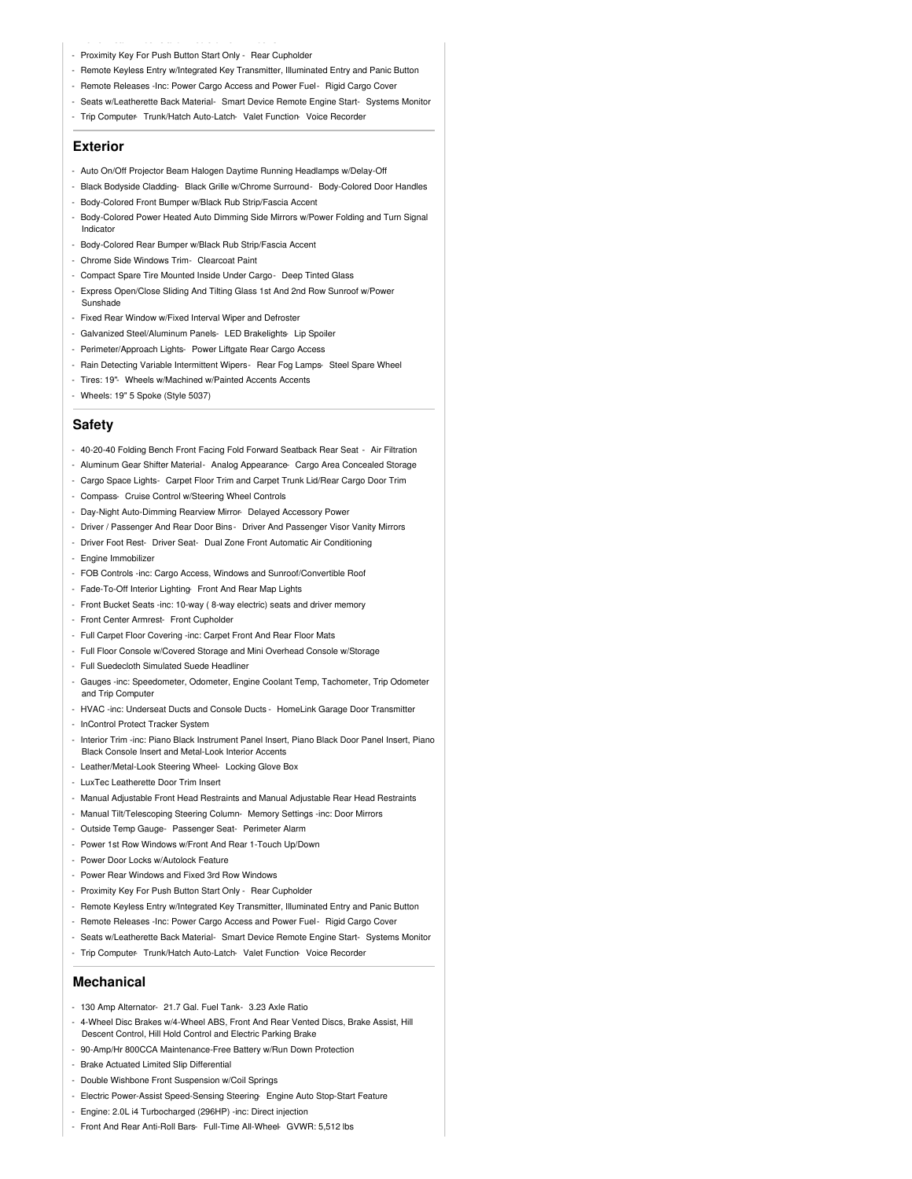- Proximity Key For Push Button Start Only - Rear Cupholder
- Remote Keyless Entry w/Integrated Key Transmitter, Illuminated Entry and Panic Button
- Remote Releases -Inc: Power Cargo Access and Power Fuel - Rigid Cargo Cover
- Seats w/Leatherette Back Material - Smart Device Remote Engine Start - Systems Monitor
- Trip Computer - Trunk/Hatch Auto-Latch - Valet Function - Voice Recorder

## Exterior

- Auto On/Off Projector Beam Halogen Daytime Running Headlamps w/Delay-Off
- Black Bodyside Cladding - Black Grille w/Chrome Surround - Body-Colored Door Handles
- Body-Colored Front Bumper w/Black Rub Strip/Fascia Accent
- Body-Colored Power Heated Auto Dimming Side Mirrors w/Power Folding and Turn Signal Indicator
- Body-Colored Rear Bumper w/Black Rub Strip/Fascia Accent
- Chrome Side Windows Trim - Clearcoat Paint
- Compact Spare Tire Mounted Inside Under Cargo - Deep Tinted Glass
- Express Open/Close Sliding And Tilting Glass 1st And 2nd Row Sunroof w/Power Sunshade
- Fixed Rear Window w/Fixed Interval Wiper and Defroster
- Galvanized Steel/Aluminum Panels - LED Brakelights - Lip Spoiler
- Perimeter/Approach Lights - Power Liftgate Rear Cargo Access
- Rain Detecting Variable Intermittent Wipers - Rear Fog Lamps - Steel Spare Wheel
- Tires: 19" - Wheels w/Machined w/Painted Accents Accents
- Wheels: 19" 5 Spoke (Style 5037)

## Safety

- 40-20-40 Folding Bench Front Facing Fold Forward Seatback Rear Seat - Air Filtration
- Aluminum Gear Shifter Material - Analog Appearance - Cargo Area Concealed Storage
- Cargo Space Lights - Carpet Floor Trim and Carpet Trunk Lid/Rear Cargo Door Trim
- Compass - Cruise Control w/Steering Wheel Controls
- Day-Night Auto-Dimming Rearview Mirror - Delayed Accessory Power
- Driver / Passenger And Rear Door Bins - Driver And Passenger Visor Vanity Mirrors
- Driver Foot Rest - Driver Seat - Dual Zone Front Automatic Air Conditioning
- Engine Immobilizer
- FOB Controls -inc: Cargo Access, Windows and Sunroof/Convertible Roof
- Fade-To-Off Interior Lighting - Front And Rear Map Lights
- Front Bucket Seats -inc: 10-way ( 8-way electric) seats and driver memory
- Front Center Armrest - Front Cupholder
- Full Carpet Floor Covering -inc: Carpet Front And Rear Floor Mats
- Full Floor Console w/Covered Storage and Mini Overhead Console w/Storage
- Full Suedecloth Simulated Suede Headliner
- Gauges -inc: Speedometer, Odometer, Engine Coolant Temp, Tachometer, Trip Odometer and Trip Computer
- HVAC -inc: Underseat Ducts and Console Ducts - HomeLink Garage Door Transmitter
- InControl Protect Tracker System
- Interior Trim -inc: Piano Black Instrument Panel Insert, Piano Black Door Panel Insert, Piano Black Console Insert and Metal-Look Interior Accents
- Leather/Metal-Look Steering Wheel - Locking Glove Box
- LuxTec Leatherette Door Trim Insert
- Manual Adjustable Front Head Restraints and Manual Adjustable Rear Head Restraints
- Manual Tilt/Telescoping Steering Column - Memory Settings -inc: Door Mirrors
- Outside Temp Gauge - Passenger Seat - Perimeter Alarm
- Power 1st Row Windows w/Front And Rear 1-Touch Up/Down
- Power Door Locks w/Autolock Feature
- Power Rear Windows and Fixed 3rd Row Windows
- Proximity Key For Push Button Start Only - Rear Cupholder
- Remote Keyless Entry w/Integrated Key Transmitter, Illuminated Entry and Panic Button
- Remote Releases -Inc: Power Cargo Access and Power Fuel - Rigid Cargo Cover
- Seats w/Leatherette Back Material - Smart Device Remote Engine Start - Systems Monitor
- Trip Computer - Trunk/Hatch Auto-Latch - Valet Function - Voice Recorder

## Mechanical

- 130 Amp Alternator - 21.7 Gal. Fuel Tank - 3.23 Axle Ratio
- 4-Wheel Disc Brakes w/4-Wheel ABS, Front And Rear Vented Discs, Brake Assist, Hill Descent Control, Hill Hold Control and Electric Parking Brake
- 90-Amp/Hr 800CCA Maintenance-Free Battery w/Run Down Protection
- Brake Actuated Limited Slip Differential
- Double Wishbone Front Suspension w/Coil Springs
- Electric Power-Assist Speed-Sensing Steering - Engine Auto Stop-Start Feature
- Engine: 2.0L i4 Turbocharged (296HP) -inc: Direct injection
- Front And Rear Anti-Roll Bars - Full-Time All-Wheel - GVWR: 5,512 lbs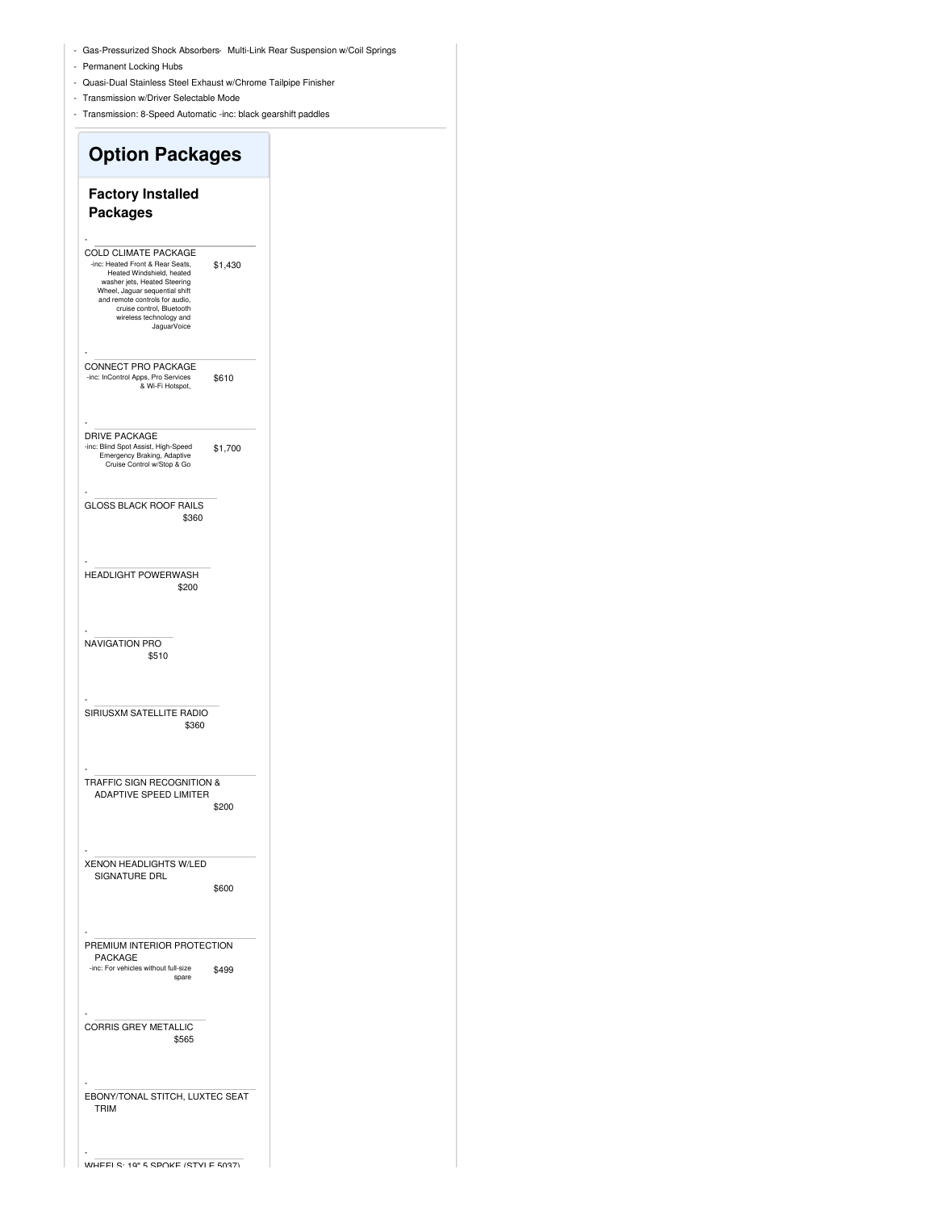- Gas-Pressurized Shock Absorbers- Multi-Link Rear Suspension w/Coil Springs
- Permanent Locking Hubs
- Quasi-Dual Stainless Steel Exhaust w/Chrome Tailpipe Finisher
- Transmission w/Driver Selectable Mode
- Transmission: 8-Speed Automatic -inc: black gearshift paddles

## Option Packages

### Factory Installed Packages

- COLD CLIMATE PACKAGE — $1,430
  -inc: Heated Front & Rear Seats, Heated Windshield, heated washer jets, Heated Steering Wheel, Jaguar sequential shift and remote controls for audio, cruise control, Bluetooth wireless technology and JaguarVoice

- CONNECT PRO PACKAGE — $610
  -inc: InControl Apps, Pro Services & Wi-Fi Hotspot,

- DRIVE PACKAGE — $1,700
  -inc: Blind Spot Assist, High-Speed Emergency Braking, Adaptive Cruise Control w/Stop & Go

- GLOSS BLACK ROOF RAILS — $360

- HEADLIGHT POWERWASH — $200

- NAVIGATION PRO — $510

- SIRIUSXM SATELLITE RADIO — $360

- TRAFFIC SIGN RECOGNITION & ADAPTIVE SPEED LIMITER — $200

- XENON HEADLIGHTS W/LED SIGNATURE DRL — $600

- PREMIUM INTERIOR PROTECTION PACKAGE — $499
  -inc: For vehicles without full-size spare

- CORRIS GREY METALLIC — $565

- EBONY/TONAL STITCH, LUXTEC SEAT TRIM

- WHEELS: 19" 5 SPOKE (STYLE 5037)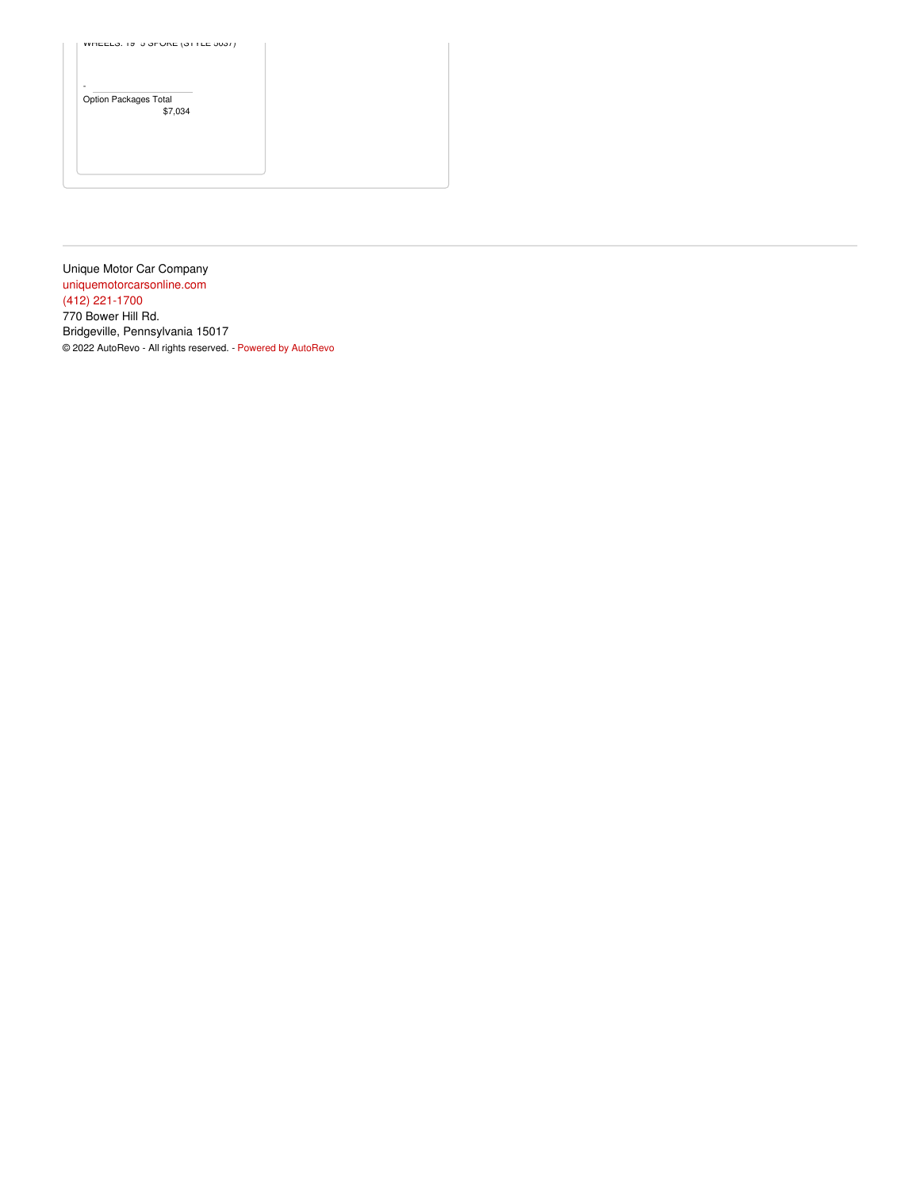WHEELS: 19" 5 SPOKE (STYLE 5037)

-

Option Packages Total
$7,034

Unique Motor Car Company
uniquemotorcarsonline.com
(412) 221-1700
770 Bower Hill Rd.
Bridgeville, Pennsylvania 15017
© 2022 AutoRevo - All rights reserved. - Powered by AutoRevo